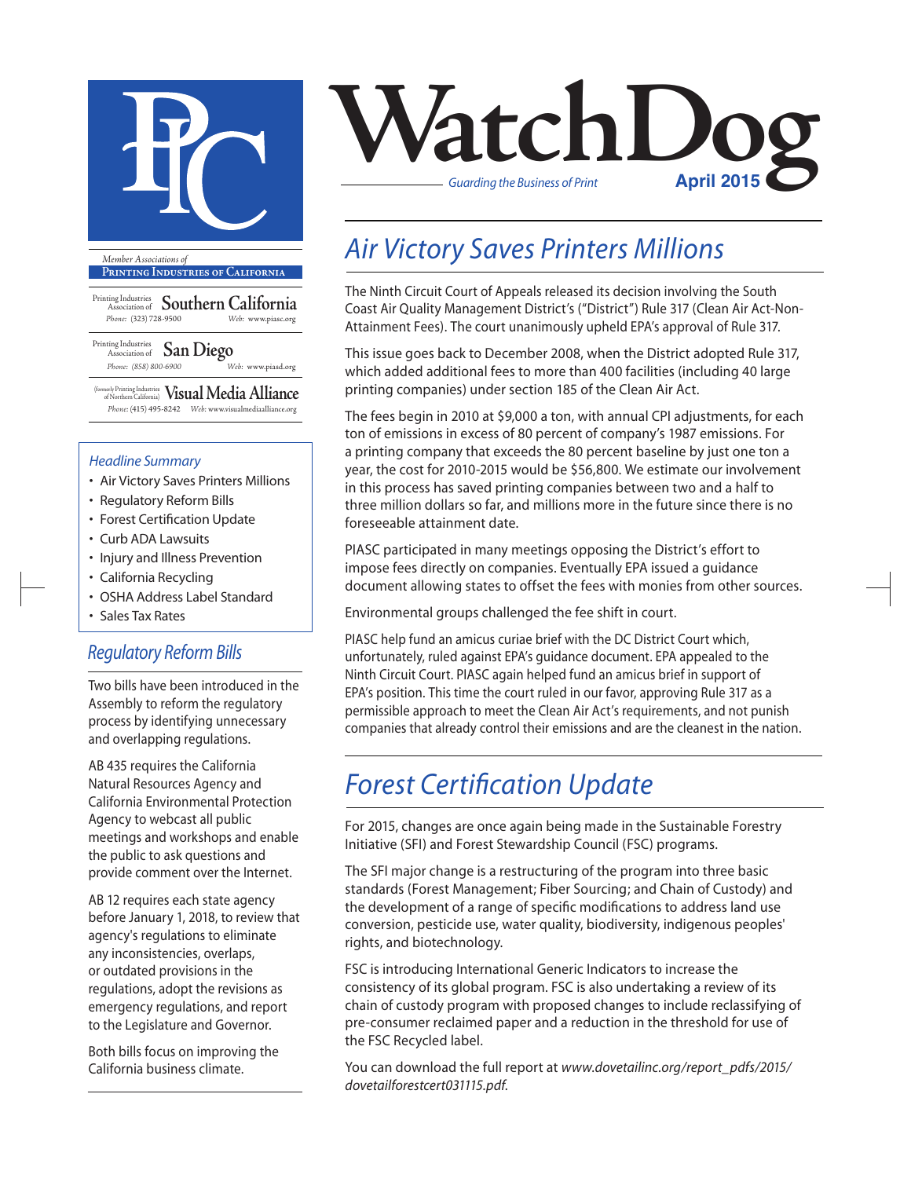# WatchDog

*Guarding the Business of Print*

**April 2015**

*Member Associations of*

**Printing Industries of California**

Printing Industries Association of **Southern California**
Phone: (323) 728-9500 Web: www.piasc.org

Printing Industries Association of **San Diego**
Phone: (858) 800-6900 Web: www.piasd.org

(formerly Printing Industries of Northern California) **Visual Media Alliance**
Phone: (415) 495-8242 Web: www.visualmediaalliance.org

### *Headline Summary*

- Air Victory Saves Printers Millions
- Regulatory Reform Bills
- Forest Certification Update
- Curb ADA Lawsuits
- Injury and Illness Prevention
- California Recycling
- OSHA Address Label Standard
- Sales Tax Rates

## *Air Victory Saves Printers Millions*

The Ninth Circuit Court of Appeals released its decision involving the South Coast Air Quality Management District's ("District") Rule 317 (Clean Air Act-Non-Attainment Fees). The court unanimously upheld EPA's approval of Rule 317.

This issue goes back to December 2008, when the District adopted Rule 317, which added additional fees to more than 400 facilities (including 40 large printing companies) under section 185 of the Clean Air Act.

The fees begin in 2010 at $9,000 a ton, with annual CPI adjustments, for each ton of emissions in excess of 80 percent of company's 1987 emissions. For a printing company that exceeds the 80 percent baseline by just one ton a year, the cost for 2010-2015 would be $56,800. We estimate our involvement in this process has saved printing companies between two and a half to three million dollars so far, and millions more in the future since there is no foreseeable attainment date.

PIASC participated in many meetings opposing the District's effort to impose fees directly on companies. Eventually EPA issued a guidance document allowing states to offset the fees with monies from other sources.

Environmental groups challenged the fee shift in court.

PIASC help fund an amicus curiae brief with the DC District Court which, unfortunately, ruled against EPA's guidance document. EPA appealed to the Ninth Circuit Court. PIASC again helped fund an amicus brief in support of EPA's position. This time the court ruled in our favor, approving Rule 317 as a permissible approach to meet the Clean Air Act's requirements, and not punish companies that already control their emissions and are the cleanest in the nation.

## *Regulatory Reform Bills*

Two bills have been introduced in the Assembly to reform the regulatory process by identifying unnecessary and overlapping regulations.

AB 435 requires the California Natural Resources Agency and California Environmental Protection Agency to webcast all public meetings and workshops and enable the public to ask questions and provide comment over the Internet.

AB 12 requires each state agency before January 1, 2018, to review that agency's regulations to eliminate any inconsistencies, overlaps, or outdated provisions in the regulations, adopt the revisions as emergency regulations, and report to the Legislature and Governor.

Both bills focus on improving the California business climate.

## *Forest Certification Update*

For 2015, changes are once again being made in the Sustainable Forestry Initiative (SFI) and Forest Stewardship Council (FSC) programs.

The SFI major change is a restructuring of the program into three basic standards (Forest Management; Fiber Sourcing; and Chain of Custody) and the development of a range of specific modifications to address land use conversion, pesticide use, water quality, biodiversity, indigenous peoples' rights, and biotechnology.

FSC is introducing International Generic Indicators to increase the consistency of its global program. FSC is also undertaking a review of its chain of custody program with proposed changes to include reclassifying of pre-consumer reclaimed paper and a reduction in the threshold for use of the FSC Recycled label.

You can download the full report at *www.dovetailinc.org/report_pdfs/2015/dovetailforestcert031115.pdf.*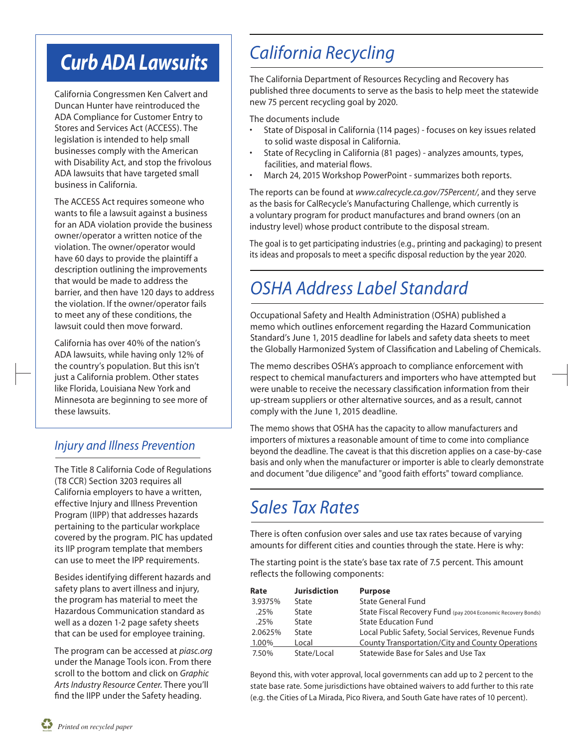# Curb ADA Lawsuits

California Congressmen Ken Calvert and Duncan Hunter have reintroduced the ADA Compliance for Customer Entry to Stores and Services Act (ACCESS). The legislation is intended to help small businesses comply with the American with Disability Act, and stop the frivolous ADA lawsuits that have targeted small business in California.

The ACCESS Act requires someone who wants to file a lawsuit against a business for an ADA violation provide the business owner/operator a written notice of the violation. The owner/operator would have 60 days to provide the plaintiff a description outlining the improvements that would be made to address the barrier, and then have 120 days to address the violation. If the owner/operator fails to meet any of these conditions, the lawsuit could then move forward.

California has over 40% of the nation's ADA lawsuits, while having only 12% of the country's population. But this isn't just a California problem. Other states like Florida, Louisiana New York and Minnesota are beginning to see more of these lawsuits.

## *Injury and Illness Prevention*

The Title 8 California Code of Regulations (T8 CCR) Section 3203 requires all California employers to have a written, effective Injury and Illness Prevention Program (IIPP) that addresses hazards pertaining to the particular workplace covered by the program. PIC has updated its IIP program template that members can use to meet the IPP requirements.

Besides identifying different hazards and safety plans to avert illness and injury, the program has material to meet the Hazardous Communication standard as well as a dozen 1-2 page safety sheets that can be used for employee training.

The program can be accessed at *piasc.org* under the Manage Tools icon. From there scroll to the bottom and click on *Graphic Arts Industry Resource Center*. There you'll find the IIPP under the Safety heading.

# *California Recycling*

The California Department of Resources Recycling and Recovery has published three documents to serve as the basis to help meet the statewide new 75 percent recycling goal by 2020.

The documents include

- State of Disposal in California (114 pages) - focuses on key issues related to solid waste disposal in California.
- State of Recycling in California (81 pages) - analyzes amounts, types, facilities, and material flows.
- March 24, 2015 Workshop PowerPoint - summarizes both reports.

The reports can be found at *www.calrecycle.ca.gov/75Percent/*, and they serve as the basis for CalRecycle's Manufacturing Challenge, which currently is a voluntary program for product manufactures and brand owners (on an industry level) whose product contribute to the disposal stream.

The goal is to get participating industries (e.g., printing and packaging) to present its ideas and proposals to meet a specific disposal reduction by the year 2020.

# *OSHA Address Label Standard*

Occupational Safety and Health Administration (OSHA) published a memo which outlines enforcement regarding the Hazard Communication Standard's June 1, 2015 deadline for labels and safety data sheets to meet the Globally Harmonized System of Classification and Labeling of Chemicals.

The memo describes OSHA's approach to compliance enforcement with respect to chemical manufacturers and importers who have attempted but were unable to receive the necessary classification information from their up-stream suppliers or other alternative sources, and as a result, cannot comply with the June 1, 2015 deadline.

The memo shows that OSHA has the capacity to allow manufacturers and importers of mixtures a reasonable amount of time to come into compliance beyond the deadline. The caveat is that this discretion applies on a case-by-case basis and only when the manufacturer or importer is able to clearly demonstrate and document "due diligence" and "good faith efforts" toward compliance.

# *Sales Tax Rates*

There is often confusion over sales and use tax rates because of varying amounts for different cities and counties through the state. Here is why:

The starting point is the state's base tax rate of 7.5 percent. This amount reflects the following components:

| Rate | Jurisdiction | Purpose |
|---|---|---|
| 3.9375% | State | State General Fund |
| .25% | State | State Fiscal Recovery Fund (pay 2004 Economic Recovery Bonds) |
| .25% | State | State Education Fund |
| 2.0625% | State | Local Public Safety, Social Services, Revenue Funds |
| 1.00% | Local | County Transportation/City and County Operations |
| 7.50% | State/Local | Statewide Base for Sales and Use Tax |

Beyond this, with voter approval, local governments can add up to 2 percent to the state base rate. Some jurisdictions have obtained waivers to add further to this rate (e.g. the Cities of La Mirada, Pico Rivera, and South Gate have rates of 10 percent).

*Printed on recycled paper*